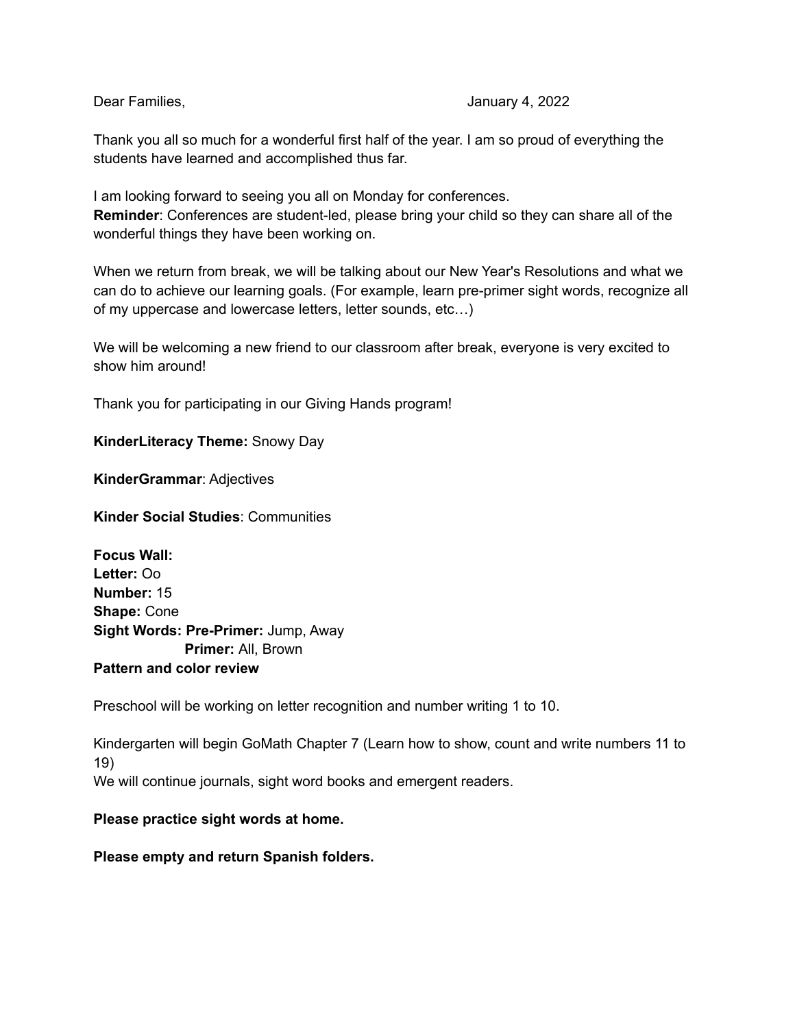Dear Families, January 4, 2022

Thank you all so much for a wonderful first half of the year. I am so proud of everything the students have learned and accomplished thus far.

I am looking forward to seeing you all on Monday for conferences.
**Reminder**: Conferences are student-led, please bring your child so they can share all of the wonderful things they have been working on.

When we return from break, we will be talking about our New Year's Resolutions and what we can do to achieve our learning goals. (For example, learn pre-primer sight words, recognize all of my uppercase and lowercase letters, letter sounds, etc…)

We will be welcoming a new friend to our classroom after break, everyone is very excited to show him around!

Thank you for participating in our Giving Hands program!

**KinderLiteracy Theme:** Snowy Day

**KinderGrammar**: Adjectives

**Kinder Social Studies**: Communities

**Focus Wall:**
**Letter:** Oo
**Number:** 15
**Shape:** Cone
**Sight Words: Pre-Primer:** Jump, Away
**Primer:** All, Brown
**Pattern and color review**

Preschool will be working on letter recognition and number writing 1 to 10.

Kindergarten will begin GoMath Chapter 7 (Learn how to show, count and write numbers 11 to 19)
We will continue journals, sight word books and emergent readers.

**Please practice sight words at home.**

**Please empty and return Spanish folders.**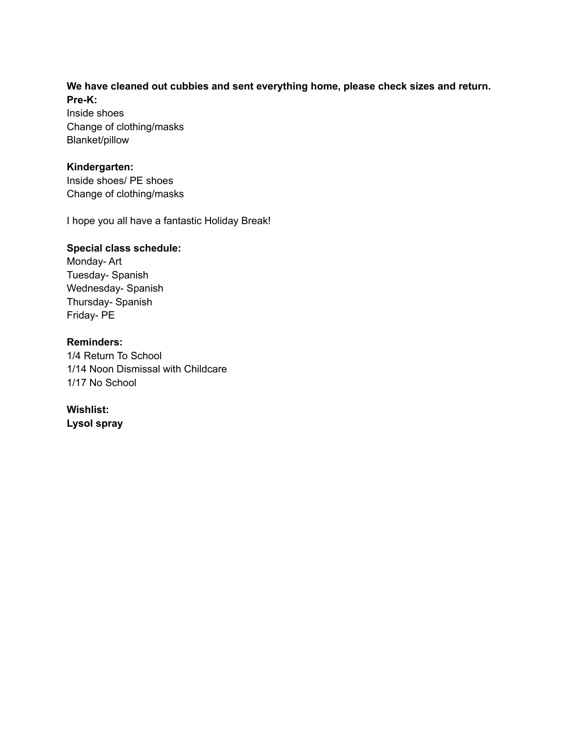**We have cleaned out cubbies and sent everything home, please check sizes and return.**

**Pre-K:**
Inside shoes
Change of clothing/masks
Blanket/pillow

**Kindergarten:**
Inside shoes/ PE shoes
Change of clothing/masks

I hope you all have a fantastic Holiday Break!

**Special class schedule:**
Monday- Art
Tuesday- Spanish
Wednesday- Spanish
Thursday- Spanish
Friday- PE

**Reminders:**
1/4 Return To School
1/14 Noon Dismissal with Childcare
1/17 No School

**Wishlist:**
**Lysol spray**